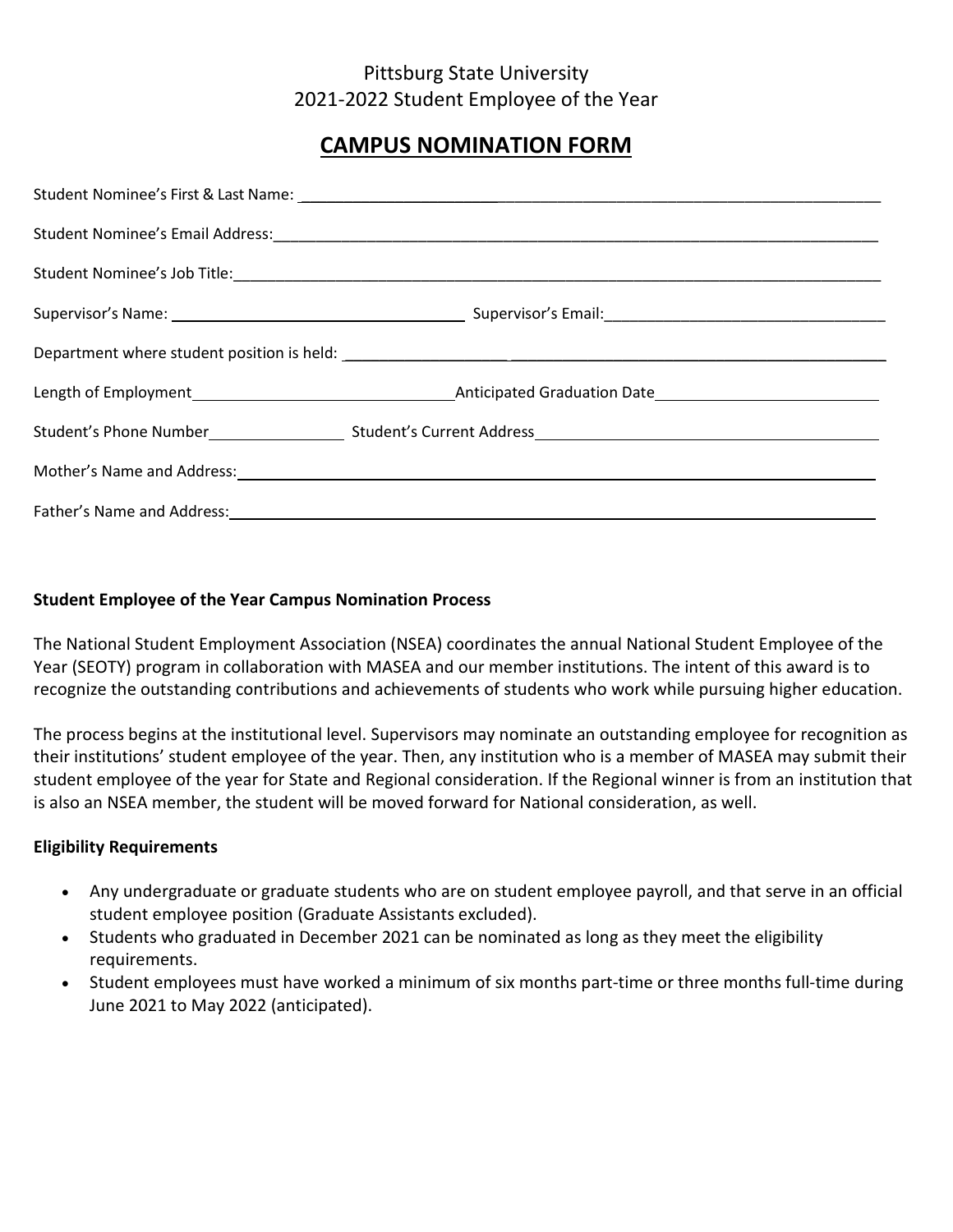Pittsburg State University
2021-2022 Student Employee of the Year

# CAMPUS NOMINATION FORM

Student Nominee's First & Last Name: ______________________________________________

Student Nominee's Email Address: ______________________________________________

Student Nominee's Job Title: ______________________________________________

Supervisor's Name: ____________________ Supervisor's Email: ____________________

Department where student position is held: ______________________________________________

Length of Employment ____________________ Anticipated Graduation Date ____________________

Student's Phone Number ____________ Student's Current Address ______________________________

Mother's Name and Address: ______________________________________________

Father's Name and Address: ______________________________________________

**Student Employee of the Year Campus Nomination Process**

The National Student Employment Association (NSEA) coordinates the annual National Student Employee of the Year (SEOTY) program in collaboration with MASEA and our member institutions. The intent of this award is to recognize the outstanding contributions and achievements of students who work while pursuing higher education.

The process begins at the institutional level. Supervisors may nominate an outstanding employee for recognition as their institutions' student employee of the year. Then, any institution who is a member of MASEA may submit their student employee of the year for State and Regional consideration. If the Regional winner is from an institution that is also an NSEA member, the student will be moved forward for National consideration, as well.

**Eligibility Requirements**

- Any undergraduate or graduate students who are on student employee payroll, and that serve in an official student employee position (Graduate Assistants excluded).
- Students who graduated in December 2021 can be nominated as long as they meet the eligibility requirements.
- Student employees must have worked a minimum of six months part-time or three months full-time during June 2021 to May 2022 (anticipated).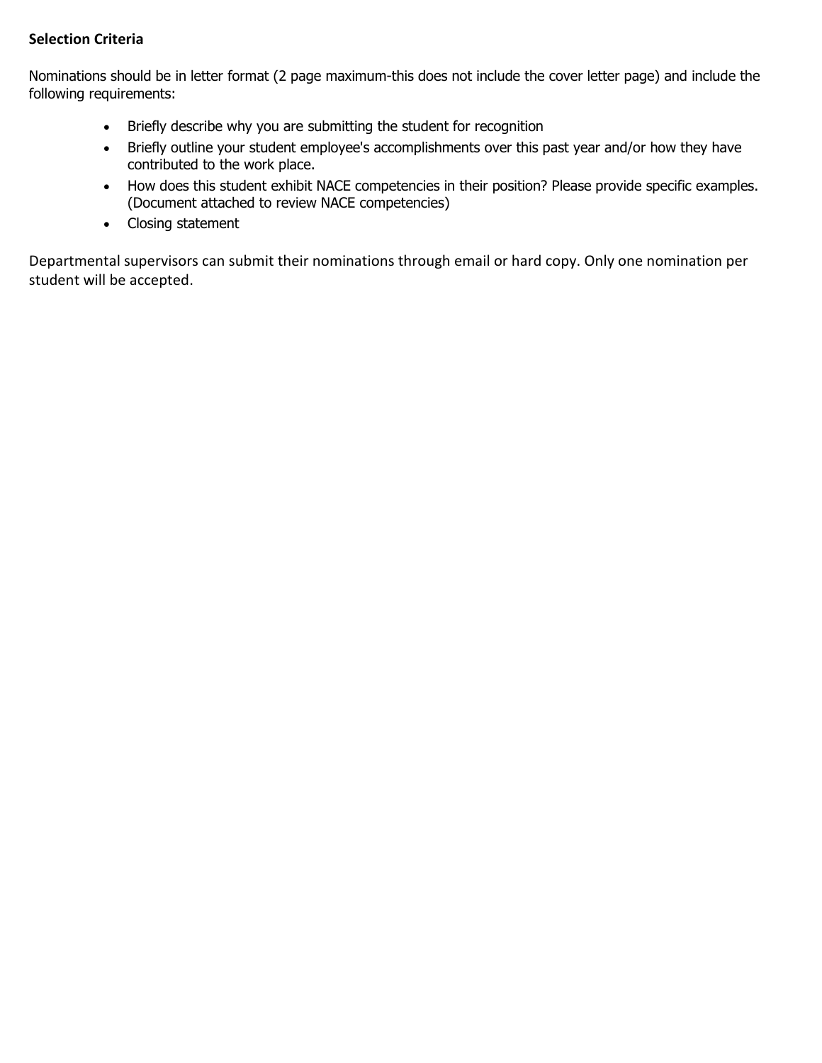**Selection Criteria**

Nominations should be in letter format (2 page maximum-this does not include the cover letter page) and include the following requirements:

- Briefly describe why you are submitting the student for recognition
- Briefly outline your student employee's accomplishments over this past year and/or how they have contributed to the work place.
- How does this student exhibit NACE competencies in their position? Please provide specific examples. (Document attached to review NACE competencies)
- Closing statement

Departmental supervisors can submit their nominations through email or hard copy. Only one nomination per student will be accepted.